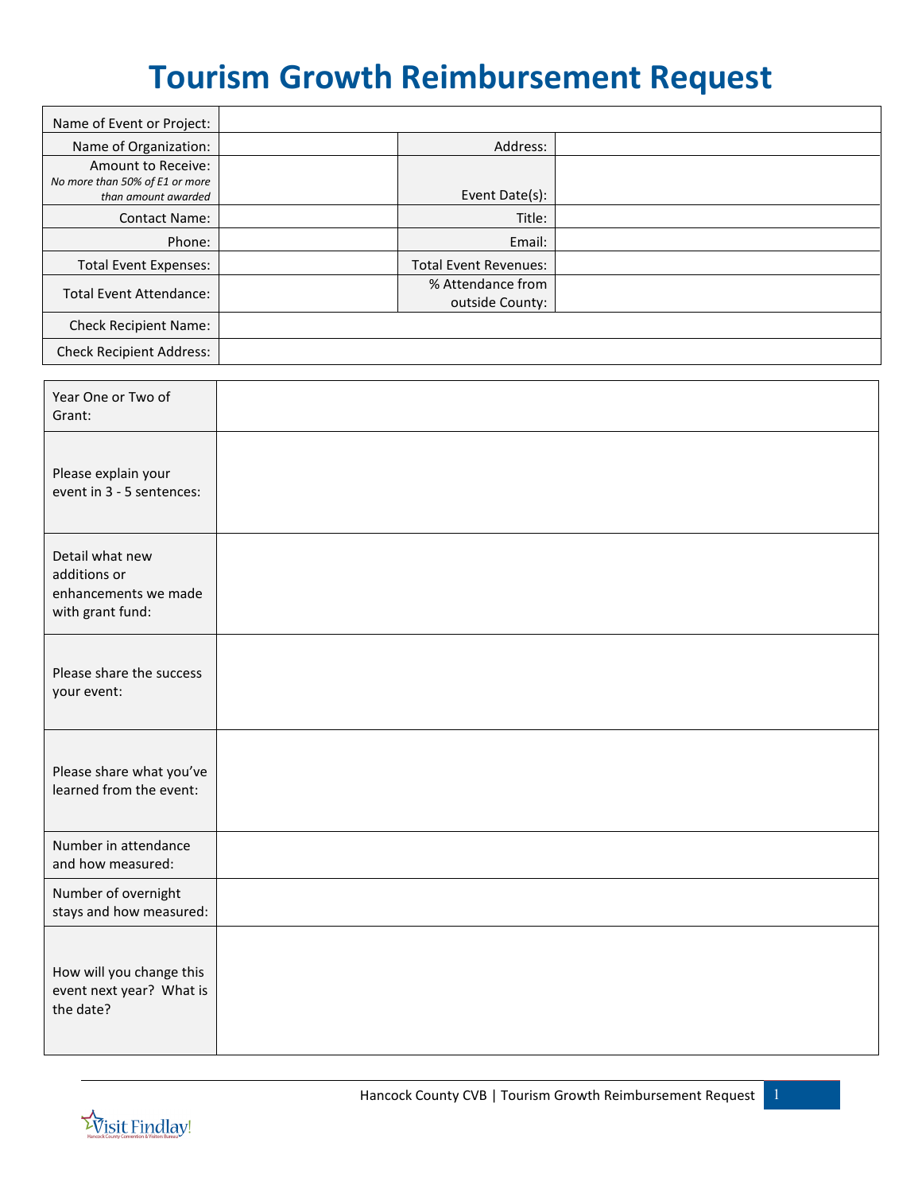# Tourism Growth Reimbursement Request

| | | | |
|---|---|---|---|
| Name of Event or Project: | | | |
| Name of Organization: | | Address: | |
| Amount to Receive: *No more than 50% of E1 or more than amount awarded* | | Event Date(s): | |
| Contact Name: | | Title: | |
| Phone: | | Email: | |
| Total Event Expenses: | | Total Event Revenues: | |
| Total Event Attendance: | | % Attendance from outside County: | |
| Check Recipient Name: | | | |
| Check Recipient Address: | | | |

| | |
|---|---|
| Year One or Two of Grant: | |
| Please explain your event in 3 - 5 sentences: | |
| Detail what new additions or enhancements we made with grant fund: | |
| Please share the success your event: | |
| Please share what you've learned from the event: | |
| Number in attendance and how measured: | |
| Number of overnight stays and how measured: | |
| How will you change this event next year? What is the date? | |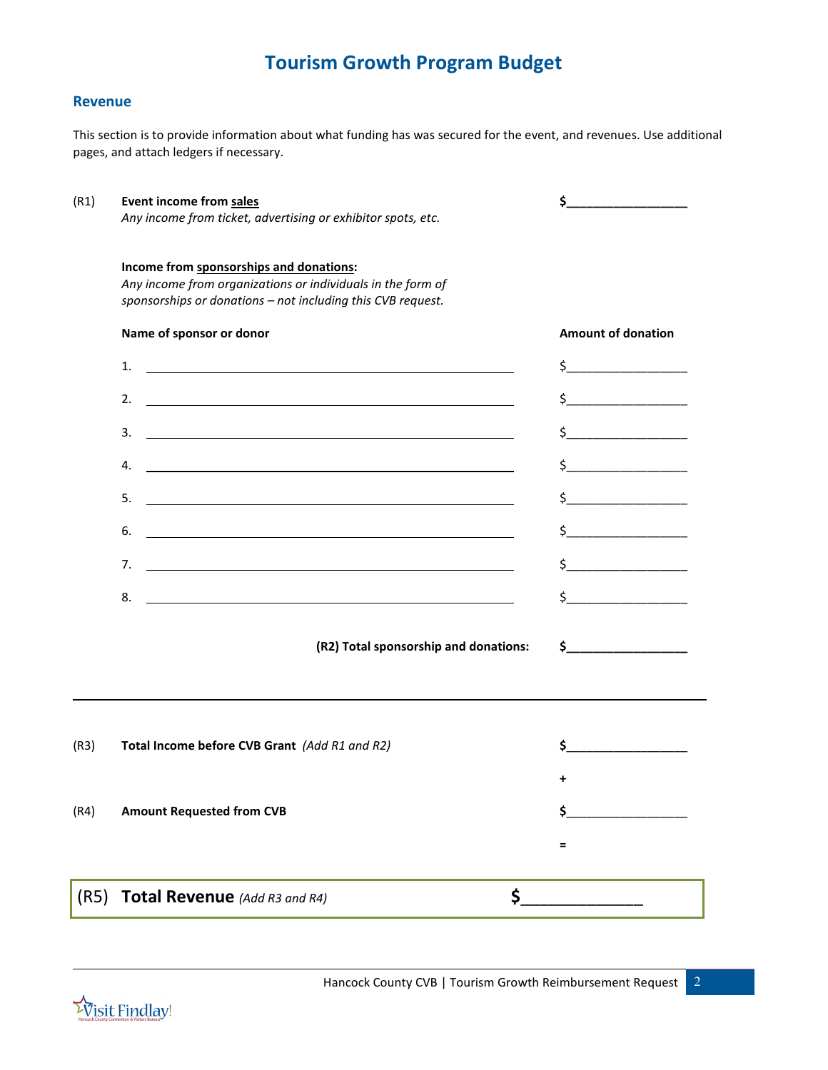# Tourism Growth Program Budget

## Revenue

This section is to provide information about what funding has was secured for the event, and revenues. Use additional pages, and attach ledgers if necessary.

(R1) **Event income from sales** **$________________**
*Any income from ticket, advertising or exhibitor spots, etc.*

**Income from sponsorships and donations:**
*Any income from organizations or individuals in the form of sponsorships or donations – not including this CVB request.*

| Name of sponsor or donor | Amount of donation |
| --- | --- |
| 1. ______________________________ | $_________________ |
| 2. ______________________________ | $_________________ |
| 3. ______________________________ | $_________________ |
| 4. ______________________________ | $_________________ |
| 5. ______________________________ | $_________________ |
| 6. ______________________________ | $_________________ |
| 7. ______________________________ | $_________________ |
| 8. ______________________________ | $_________________ |

**(R2) Total sponsorship and donations:** **$_________________**

---

(R3) **Total Income before CVB Grant** *(Add R1 and R2)* **$_________________**

**+**

(R4) **Amount Requested from CVB** **$_________________**

**=**

(R5) **Total Revenue** *(Add R3 and R4)* **$______________**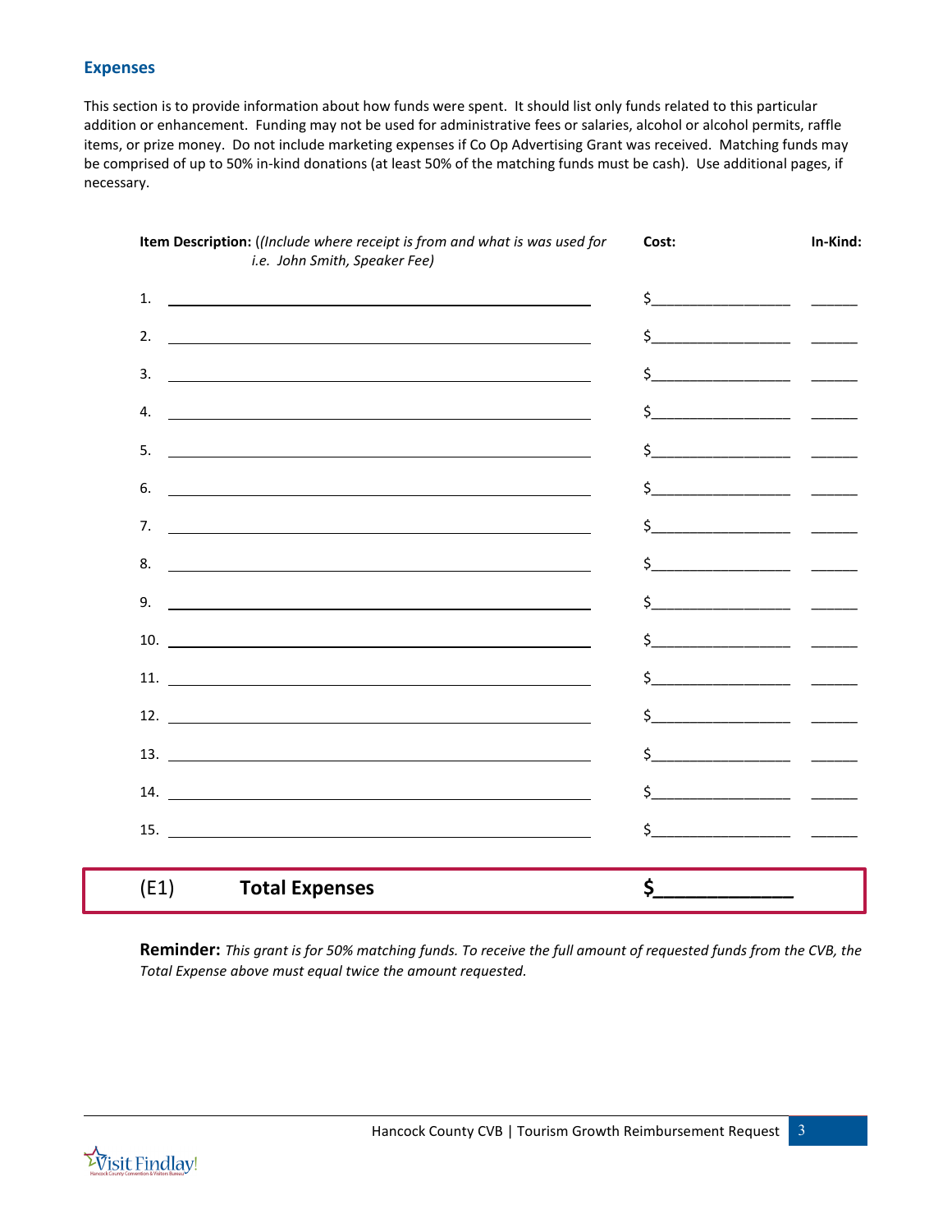## Expenses

This section is to provide information about how funds were spent. It should list only funds related to this particular addition or enhancement. Funding may not be used for administrative fees or salaries, alcohol or alcohol permits, raffle items, or prize money. Do not include marketing expenses if Co Op Advertising Grant was received. Matching funds may be comprised of up to 50% in-kind donations (at least 50% of the matching funds must be cash). Use additional pages, if necessary.

| **Item Description:** (*(Include where receipt is from and what is was used for i.e. John Smith, Speaker Fee)* | **Cost:** | **In-Kind:** |
|---|---|---|
| 1. ______________________ | $__________ | ______ |
| 2. ______________________ | $__________ | ______ |
| 3. ______________________ | $__________ | ______ |
| 4. ______________________ | $__________ | ______ |
| 5. ______________________ | $__________ | ______ |
| 6. ______________________ | $__________ | ______ |
| 7. ______________________ | $__________ | ______ |
| 8. ______________________ | $__________ | ______ |
| 9. ______________________ | $__________ | ______ |
| 10. ______________________ | $__________ | ______ |
| 11. ______________________ | $__________ | ______ |
| 12. ______________________ | $__________ | ______ |
| 13. ______________________ | $__________ | ______ |
| 14. ______________________ | $__________ | ______ |
| 15. ______________________ | $__________ | ______ |

| (E1) | **Total Expenses** | **$__________** |
|---|---|---|

**Reminder:** *This grant is for 50% matching funds. To receive the full amount of requested funds from the CVB, the Total Expense above must equal twice the amount requested.*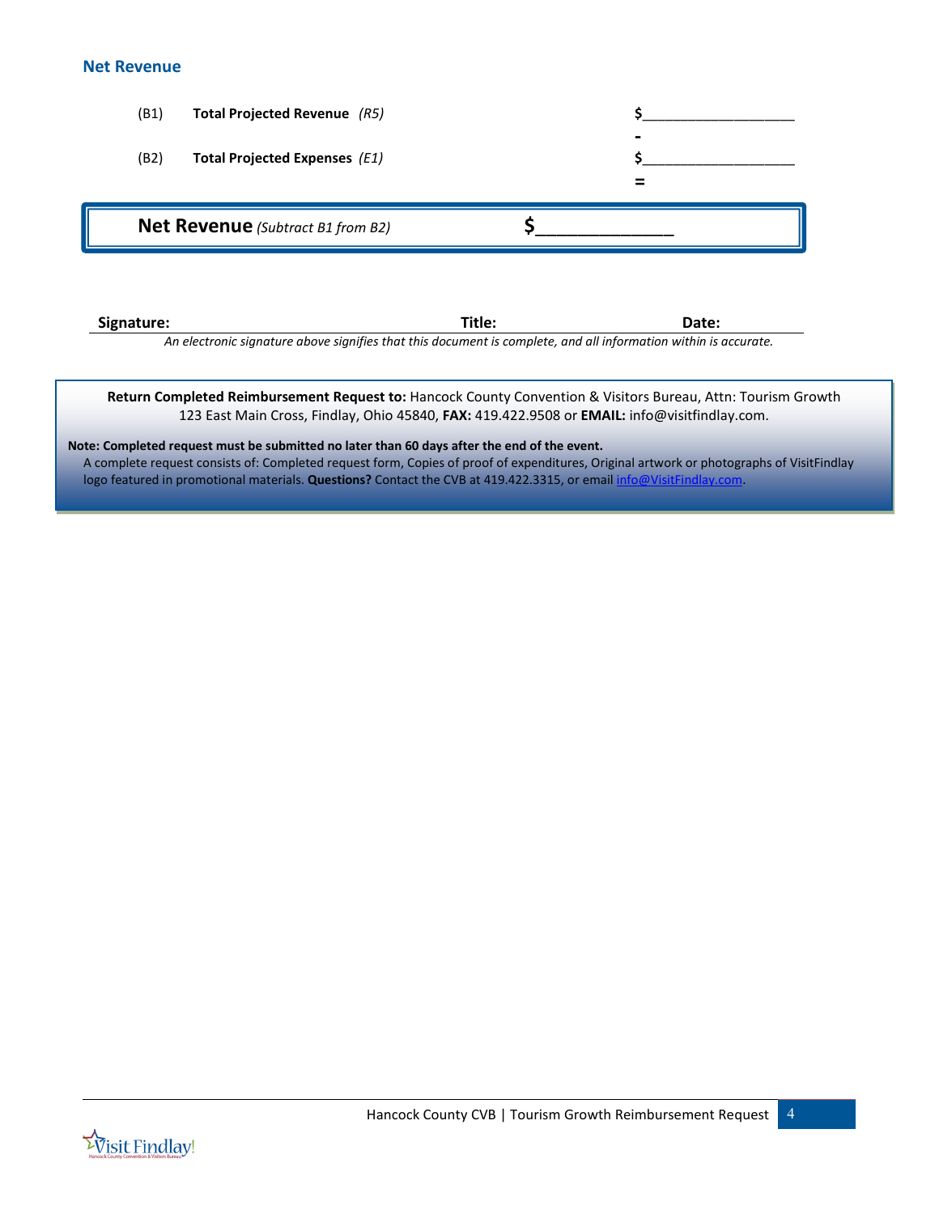## Net Revenue

| | | |
|---|---|---|
| (B1) | **Total Projected Revenue** *(R5)* | $____________________ |
| | | - |
| (B2) | **Total Projected Expenses** *(E1)* | $____________________ |
| | | = |

**Net Revenue** *(Subtract B1 from B2)* $_______________

**Signature:** **Title:** **Date:**

*An electronic signature above signifies that this document is complete, and all information within is accurate.*

**Return Completed Reimbursement Request to:** Hancock County Convention & Visitors Bureau, Attn: Tourism Growth 123 East Main Cross, Findlay, Ohio 45840, **FAX:** 419.422.9508 or **EMAIL:** info@visitfindlay.com.

**Note: Completed request must be submitted no later than 60 days after the end of the event.**
A complete request consists of: Completed request form, Copies of proof of expenditures, Original artwork or photographs of VisitFindlay logo featured in promotional materials. **Questions?** Contact the CVB at 419.422.3315, or email info@VisitFindlay.com.